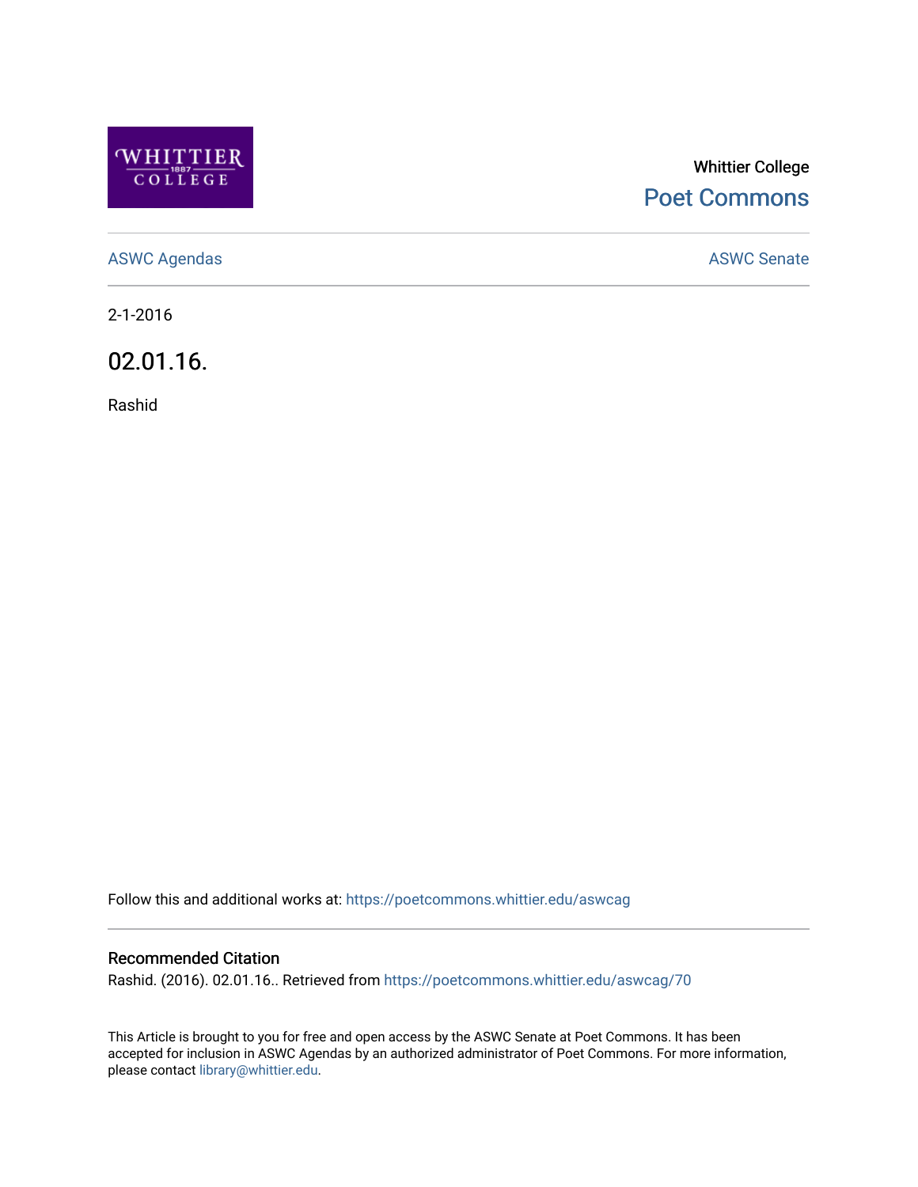Whittier College

Poet Commons

ASWC Agendas

ASWC Senate

2-1-2016

# 02.01.16.

Rashid

Follow this and additional works at: https://poetcommons.whittier.edu/aswcag

## Recommended Citation

Rashid. (2016). 02.01.16.. Retrieved from https://poetcommons.whittier.edu/aswcag/70

This Article is brought to you for free and open access by the ASWC Senate at Poet Commons. It has been accepted for inclusion in ASWC Agendas by an authorized administrator of Poet Commons. For more information, please contact library@whittier.edu.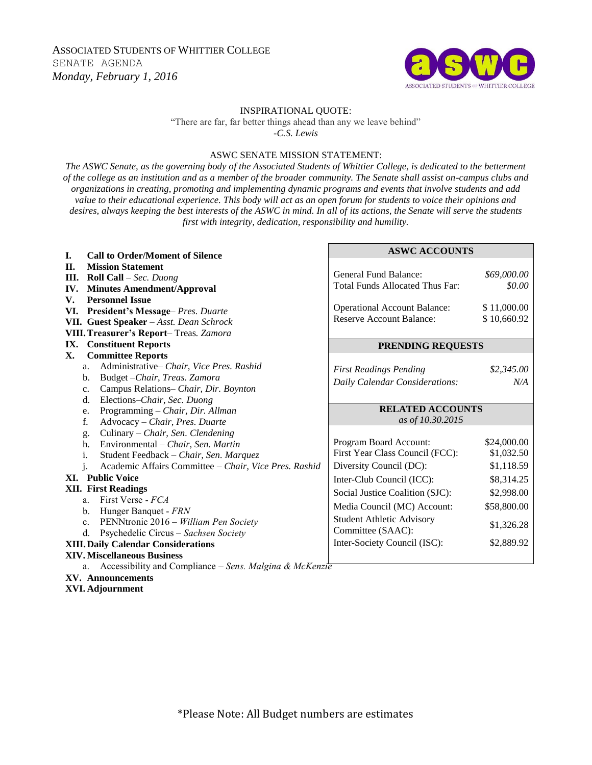ASSOCIATED STUDENTS OF WHITTIER COLLEGE
SENATE AGENDA
*Monday, February 1, 2016*

INSPIRATIONAL QUOTE:
"There are far, far better things ahead than any we leave behind"
*-C.S. Lewis*

ASWC SENATE MISSION STATEMENT:
*The ASWC Senate, as the governing body of the Associated Students of Whittier College, is dedicated to the betterment of the college as an institution and as a member of the broader community. The Senate shall assist on-campus clubs and organizations in creating, promoting and implementing dynamic programs and events that involve students and add value to their educational experience. This body will act as an open forum for students to voice their opinions and desires, always keeping the best interests of the ASWC in mind. In all of its actions, the Senate will serve the students first with integrity, dedication, responsibility and humility.*

- **I. Call to Order/Moment of Silence**
- **II. Mission Statement**
- **III. Roll Call** – *Sec. Duong*
- **IV. Minutes Amendment/Approval**
- **V. Personnel Issue**
- **VI. President's Message**– *Pres. Duarte*
- **VII. Guest Speaker** – *Asst. Dean Schrock*
- **VIII. Treasurer's Report**– Treas. *Zamora*
- **IX. Constituent Reports**
- **X. Committee Reports**
  - a. Administrative– *Chair, Vice Pres. Rashid*
  - b. Budget –*Chair, Treas. Zamora*
  - c. Campus Relations– *Chair, Dir. Boynton*
  - d. Elections–*Chair, Sec. Duong*
  - e. Programming – *Chair, Dir. Allman*
  - f. Advocacy – *Chair, Pres. Duarte*
  - g. Culinary – *Chair, Sen. Clendening*
  - h. Environmental – *Chair, Sen. Martin*
  - i. Student Feedback – *Chair, Sen. Marquez*
  - j. Academic Affairs Committee – *Chair, Vice Pres. Rashid*
- **XI. Public Voice**
- **XII. First Readings**
  - a. First Verse - *FCA*
  - b. Hunger Banquet - *FRN*
  - c. PENNtronic 2016 – *William Pen Society*
  - d. Psychedelic Circus – *Sachsen Society*
- **XIII. Daily Calendar Considerations**
- **XIV. Miscellaneous Business**
  - a. Accessibility and Compliance – *Sens. Malgina & McKenzie*
- **XV. Announcements**
- **XVI. Adjournment**

| **ASWC ACCOUNTS** | |
|---|---|
| General Fund Balance: | *$69,000.00* |
| Total Funds Allocated Thus Far: | *$0.00* |
| Operational Account Balance: | $ 11,000.00 |
| Reserve Account Balance: | $ 10,660.92 |
| **PRENDING REQUESTS** | |
| *First Readings Pending* | *$2,345.00* |
| *Daily Calendar Considerations:* | *N/A* |
| **RELATED ACCOUNTS** *as of 10.30.2015* | |
| Program Board Account: | $24,000.00 |
| First Year Class Council (FCC): | $1,032.50 |
| Diversity Council (DC): | $1,118.59 |
| Inter-Club Council (ICC): | $8,314.25 |
| Social Justice Coalition (SJC): | $2,998.00 |
| Media Council (MC) Account: | $58,800.00 |
| Student Athletic Advisory Committee (SAAC): | $1,326.28 |
| Inter-Society Council (ISC): | $2,889.92 |

*Please Note: All Budget numbers are estimates